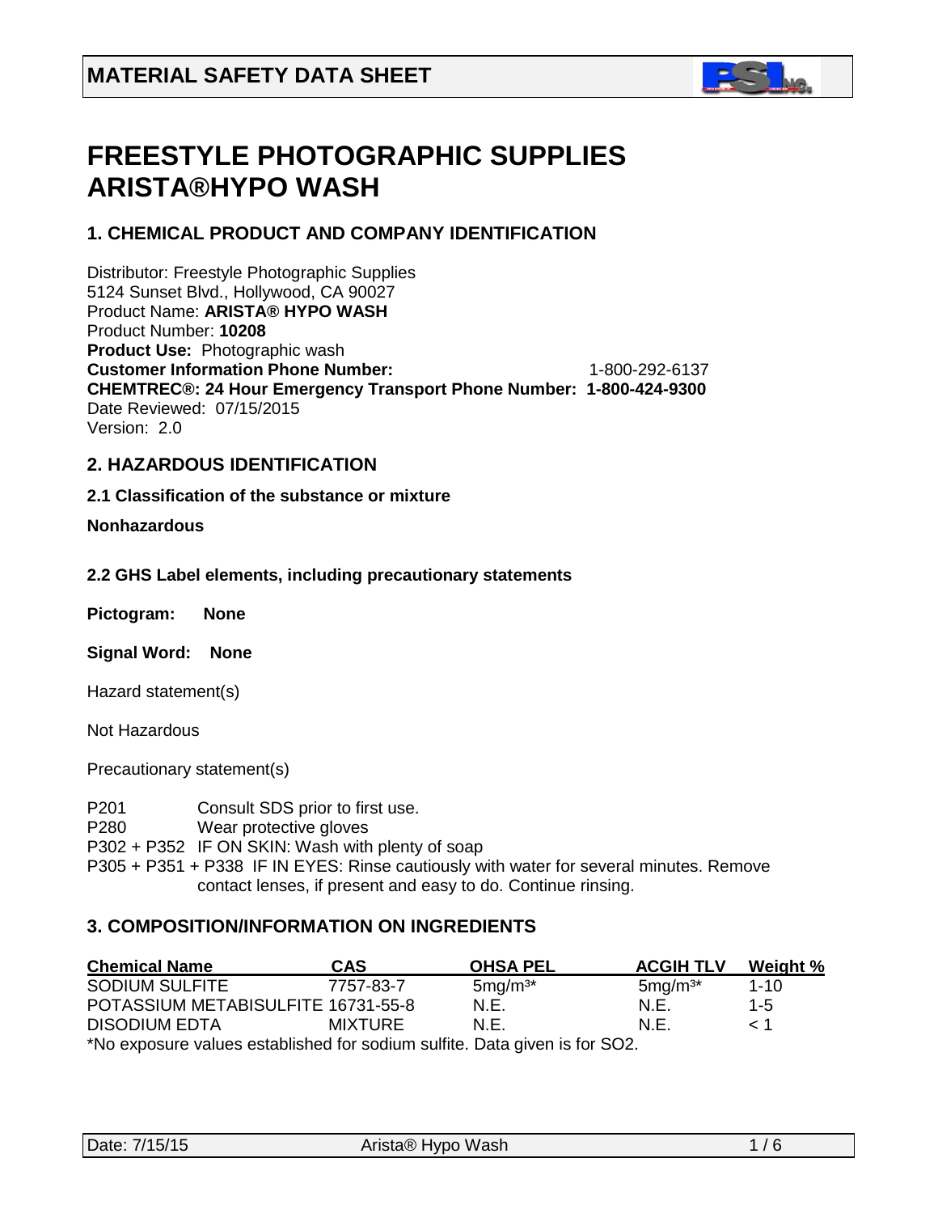# MATERIAL SAFETY DATA SHEET

# FREESTYLE PHOTOGRAPHIC SUPPLIES ARISTA®HYPO WASH

## 1. CHEMICAL PRODUCT AND COMPANY IDENTIFICATION

Distributor: Freestyle Photographic Supplies
5124 Sunset Blvd., Hollywood, CA 90027
Product Name: **ARISTA® HYPO WASH**
Product Number: **10208**
**Product Use:** Photographic wash
**Customer Information Phone Number:** 1-800-292-6137
**CHEMTREC®: 24 Hour Emergency Transport Phone Number: 1-800-424-9300**
Date Reviewed: 07/15/2015
Version: 2.0

## 2. HAZARDOUS IDENTIFICATION

### 2.1 Classification of the substance or mixture

**Nonhazardous**

### 2.2 GHS Label elements, including precautionary statements

**Pictogram: None**

**Signal Word: None**

Hazard statement(s)

Not Hazardous

Precautionary statement(s)

P201 Consult SDS prior to first use.
P280 Wear protective gloves
P302 + P352 IF ON SKIN: Wash with plenty of soap
P305 + P351 + P338 IF IN EYES: Rinse cautiously with water for several minutes. Remove contact lenses, if present and easy to do. Continue rinsing.

## 3. COMPOSITION/INFORMATION ON INGREDIENTS

| Chemical Name | CAS | OHSA PEL | ACGIH TLV | Weight % |
|---|---|---|---|---|
| SODIUM SULFITE | 7757-83-7 | 5mg/m³* | 5mg/m³* | 1-10 |
| POTASSIUM METABISULFITE | 16731-55-8 | N.E. | N.E. | 1-5 |
| DISODIUM EDTA | MIXTURE | N.E. | N.E. | < 1 |

*No exposure values established for sodium sulfite. Data given is for SO2.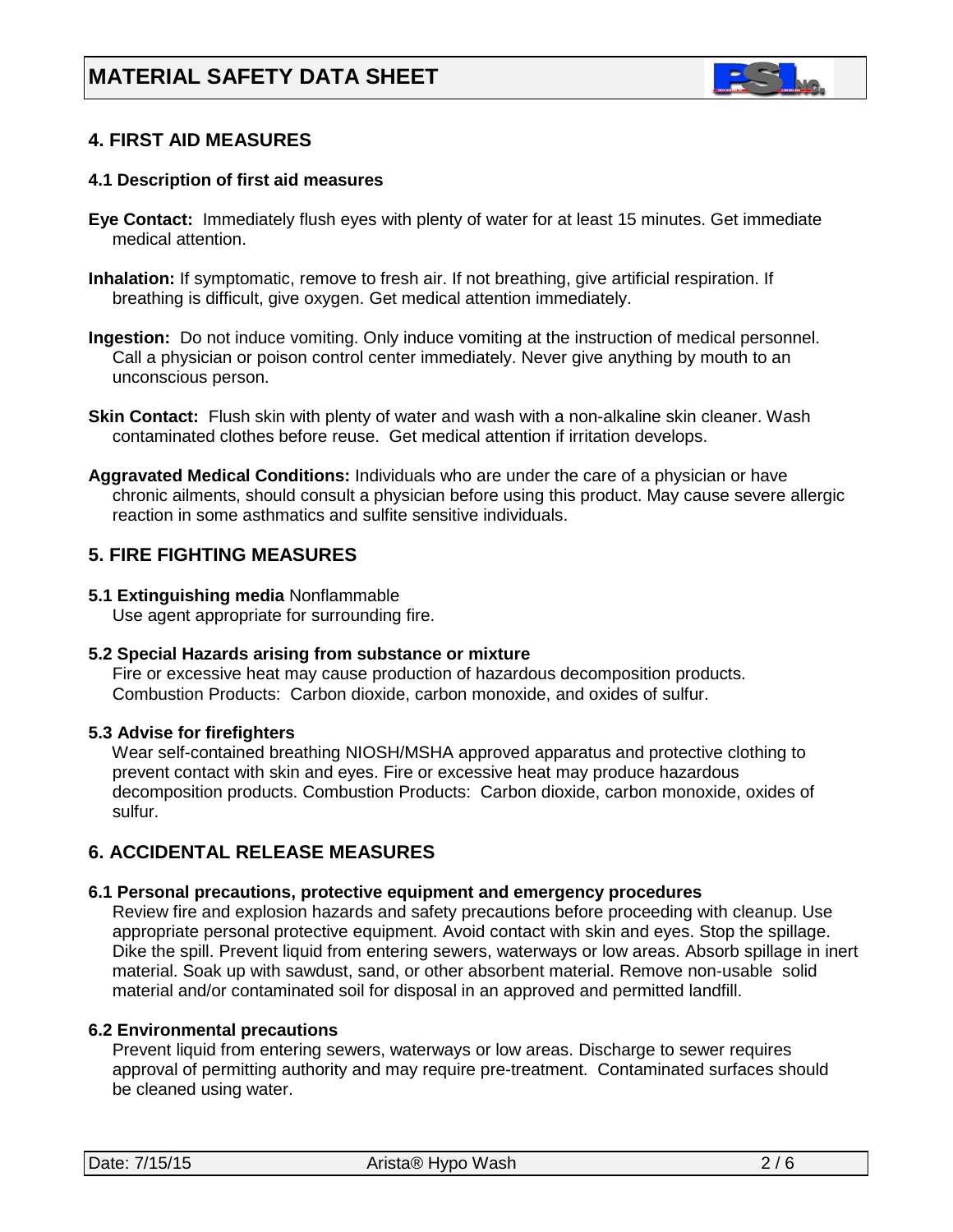## 4. FIRST AID MEASURES

### 4.1 Description of first aid measures

**Eye Contact:** Immediately flush eyes with plenty of water for at least 15 minutes. Get immediate medical attention.

**Inhalation:** If symptomatic, remove to fresh air. If not breathing, give artificial respiration. If breathing is difficult, give oxygen. Get medical attention immediately.

**Ingestion:** Do not induce vomiting. Only induce vomiting at the instruction of medical personnel. Call a physician or poison control center immediately. Never give anything by mouth to an unconscious person.

**Skin Contact:** Flush skin with plenty of water and wash with a non-alkaline skin cleaner. Wash contaminated clothes before reuse. Get medical attention if irritation develops.

**Aggravated Medical Conditions:** Individuals who are under the care of a physician or have chronic ailments, should consult a physician before using this product. May cause severe allergic reaction in some asthmatics and sulfite sensitive individuals.

## 5. FIRE FIGHTING MEASURES

**5.1 Extinguishing media** Nonflammable
Use agent appropriate for surrounding fire.

**5.2 Special Hazards arising from substance or mixture**
Fire or excessive heat may cause production of hazardous decomposition products. Combustion Products: Carbon dioxide, carbon monoxide, and oxides of sulfur.

**5.3 Advise for firefighters**
Wear self-contained breathing NIOSH/MSHA approved apparatus and protective clothing to prevent contact with skin and eyes. Fire or excessive heat may produce hazardous decomposition products. Combustion Products: Carbon dioxide, carbon monoxide, oxides of sulfur.

## 6. ACCIDENTAL RELEASE MEASURES

**6.1 Personal precautions, protective equipment and emergency procedures**
Review fire and explosion hazards and safety precautions before proceeding with cleanup. Use appropriate personal protective equipment. Avoid contact with skin and eyes. Stop the spillage. Dike the spill. Prevent liquid from entering sewers, waterways or low areas. Absorb spillage in inert material. Soak up with sawdust, sand, or other absorbent material. Remove non-usable solid material and/or contaminated soil for disposal in an approved and permitted landfill.

**6.2 Environmental precautions**
Prevent liquid from entering sewers, waterways or low areas. Discharge to sewer requires approval of permitting authority and may require pre-treatment. Contaminated surfaces should be cleaned using water.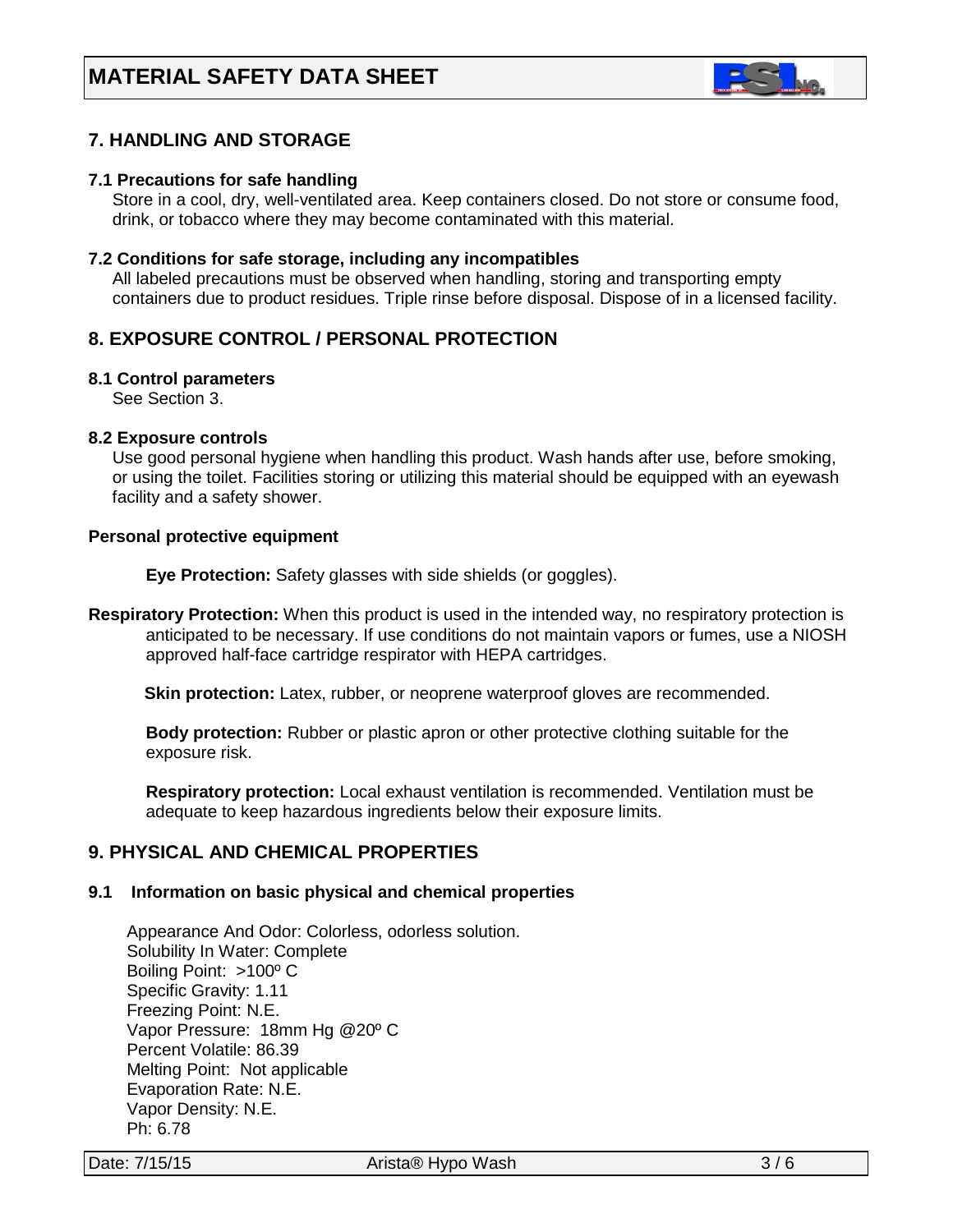## 7. HANDLING AND STORAGE

### 7.1 Precautions for safe handling

Store in a cool, dry, well-ventilated area. Keep containers closed. Do not store or consume food, drink, or tobacco where they may become contaminated with this material.

### 7.2 Conditions for safe storage, including any incompatibles

All labeled precautions must be observed when handling, storing and transporting empty containers due to product residues. Triple rinse before disposal. Dispose of in a licensed facility.

## 8. EXPOSURE CONTROL / PERSONAL PROTECTION

### 8.1 Control parameters

See Section 3.

### 8.2 Exposure controls

Use good personal hygiene when handling this product. Wash hands after use, before smoking, or using the toilet. Facilities storing or utilizing this material should be equipped with an eyewash facility and a safety shower.

**Personal protective equipment**

**Eye Protection:** Safety glasses with side shields (or goggles).

**Respiratory Protection:** When this product is used in the intended way, no respiratory protection is anticipated to be necessary. If use conditions do not maintain vapors or fumes, use a NIOSH approved half-face cartridge respirator with HEPA cartridges.

**Skin protection:** Latex, rubber, or neoprene waterproof gloves are recommended.

**Body protection:** Rubber or plastic apron or other protective clothing suitable for the exposure risk.

**Respiratory protection:** Local exhaust ventilation is recommended. Ventilation must be adequate to keep hazardous ingredients below their exposure limits.

## 9. PHYSICAL AND CHEMICAL PROPERTIES

### 9.1 Information on basic physical and chemical properties

Appearance And Odor: Colorless, odorless solution.
Solubility In Water: Complete
Boiling Point: >100º C
Specific Gravity: 1.11
Freezing Point: N.E.
Vapor Pressure: 18mm Hg @20º C
Percent Volatile: 86.39
Melting Point: Not applicable
Evaporation Rate: N.E.
Vapor Density: N.E.
Ph: 6.78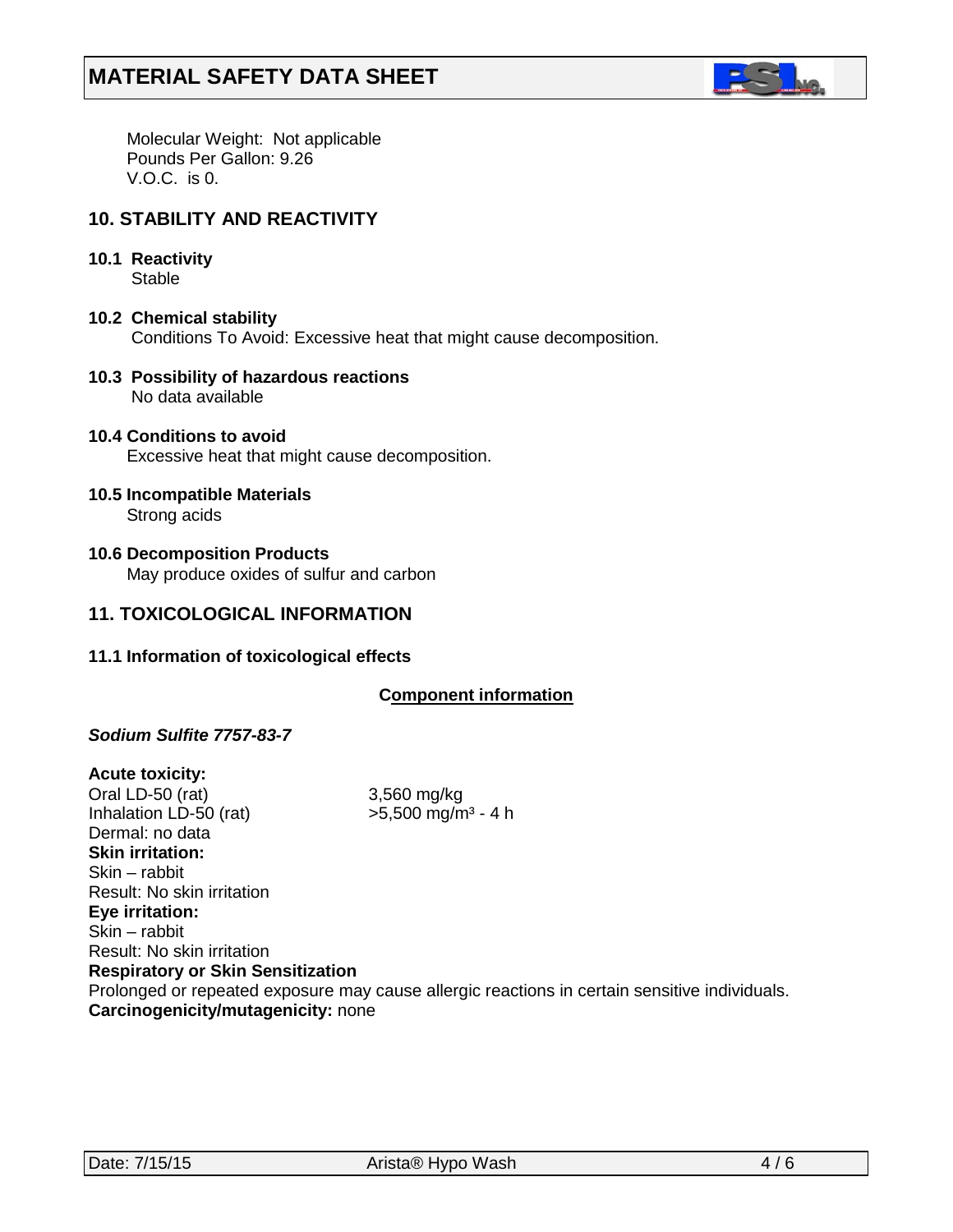Molecular Weight: Not applicable
Pounds Per Gallon: 9.26
V.O.C. is 0.

## 10. STABILITY AND REACTIVITY

**10.1 Reactivity**
Stable

**10.2 Chemical stability**
Conditions To Avoid: Excessive heat that might cause decomposition.

**10.3 Possibility of hazardous reactions**
No data available

**10.4 Conditions to avoid**
Excessive heat that might cause decomposition.

**10.5 Incompatible Materials**
Strong acids

**10.6 Decomposition Products**
May produce oxides of sulfur and carbon

## 11. TOXICOLOGICAL INFORMATION

**11.1 Information of toxicological effects**

**Component information**

***Sodium Sulfite 7757-83-7***

**Acute toxicity:**
Oral LD-50 (rat) 3,560 mg/kg
Inhalation LD-50 (rat) >5,500 mg/m³ - 4 h
Dermal: no data
**Skin irritation:**
Skin – rabbit
Result: No skin irritation
**Eye irritation:**
Skin – rabbit
Result: No skin irritation
**Respiratory or Skin Sensitization**
Prolonged or repeated exposure may cause allergic reactions in certain sensitive individuals.
**Carcinogenicity/mutagenicity:** none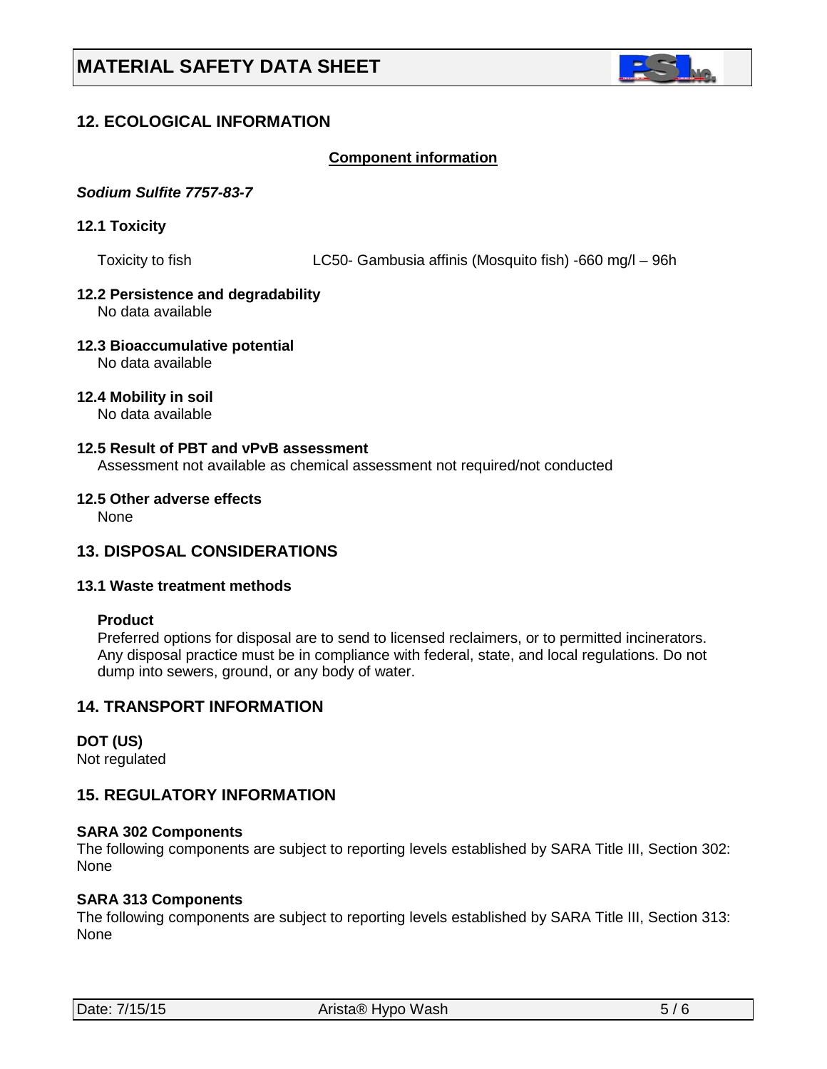## 12. ECOLOGICAL INFORMATION

**Component information**

***Sodium Sulfite 7757-83-7***

### 12.1 Toxicity

Toxicity to fish LC50- Gambusia affinis (Mosquito fish) -660 mg/l – 96h

### 12.2 Persistence and degradability

No data available

### 12.3 Bioaccumulative potential

No data available

### 12.4 Mobility in soil

No data available

### 12.5 Result of PBT and vPvB assessment

Assessment not available as chemical assessment not required/not conducted

### 12.5 Other adverse effects

None

## 13. DISPOSAL CONSIDERATIONS

### 13.1 Waste treatment methods

**Product**

Preferred options for disposal are to send to licensed reclaimers, or to permitted incinerators. Any disposal practice must be in compliance with federal, state, and local regulations. Do not dump into sewers, ground, or any body of water.

## 14. TRANSPORT INFORMATION

**DOT (US)**

Not regulated

## 15. REGULATORY INFORMATION

**SARA 302 Components**

The following components are subject to reporting levels established by SARA Title III, Section 302: None

**SARA 313 Components**

The following components are subject to reporting levels established by SARA Title III, Section 313: None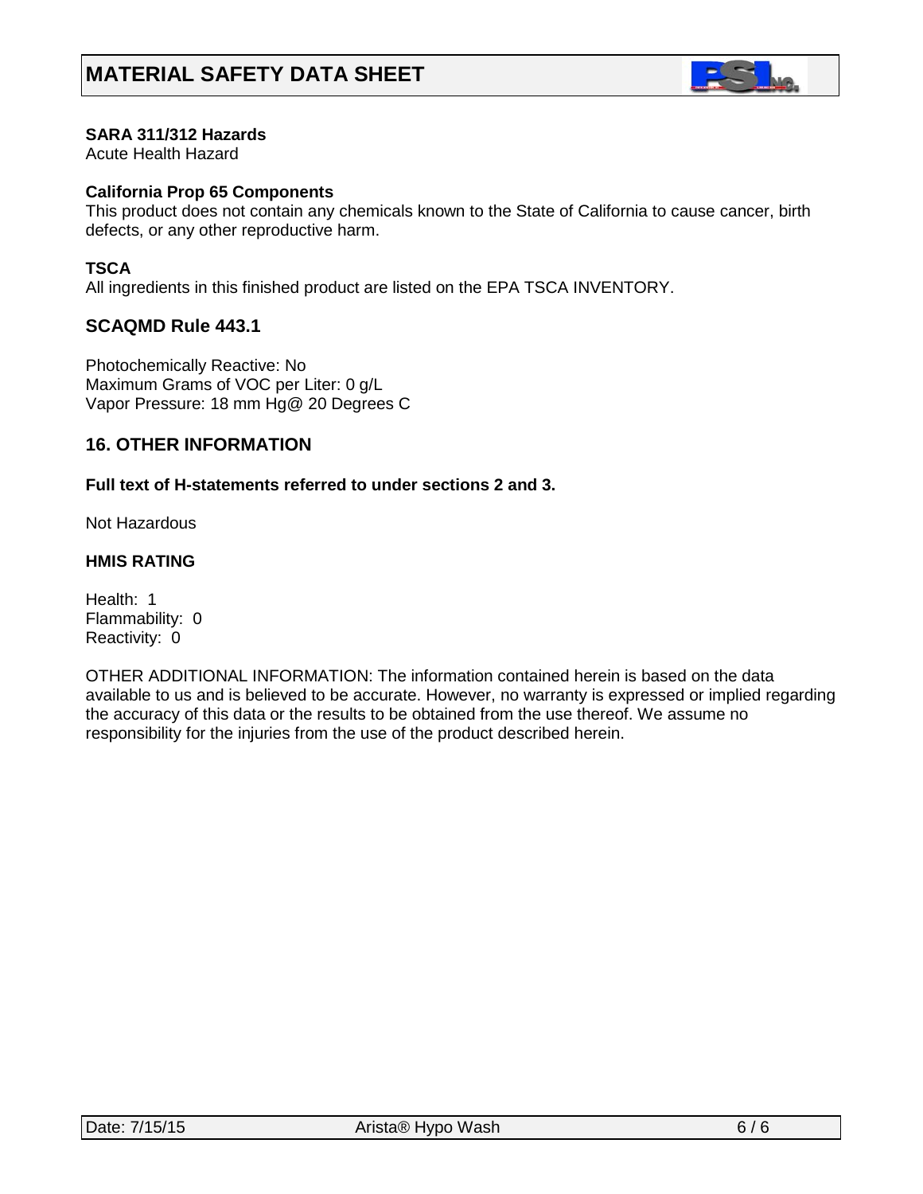**SARA 311/312 Hazards**
Acute Health Hazard

**California Prop 65 Components**
This product does not contain any chemicals known to the State of California to cause cancer, birth defects, or any other reproductive harm.

**TSCA**
All ingredients in this finished product are listed on the EPA TSCA INVENTORY.

### SCAQMD Rule 443.1

Photochemically Reactive: No
Maximum Grams of VOC per Liter: 0 g/L
Vapor Pressure: 18 mm Hg@ 20 Degrees C

## 16. OTHER INFORMATION

**Full text of H-statements referred to under sections 2 and 3.**

Not Hazardous

**HMIS RATING**

Health: 1
Flammability: 0
Reactivity: 0

OTHER ADDITIONAL INFORMATION: The information contained herein is based on the data available to us and is believed to be accurate. However, no warranty is expressed or implied regarding the accuracy of this data or the results to be obtained from the use thereof. We assume no responsibility for the injuries from the use of the product described herein.